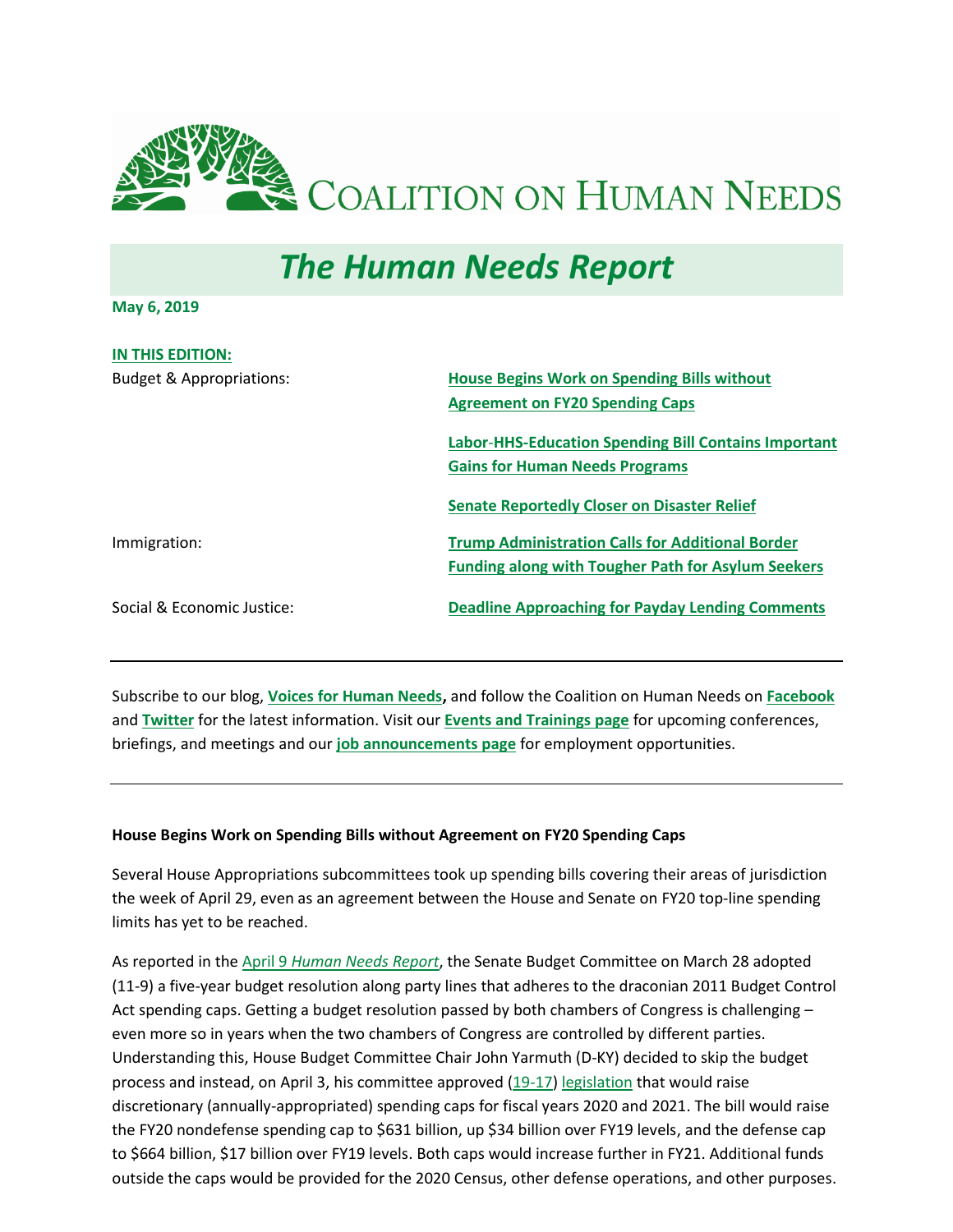# Coalition on Human Needs

## *The Human Needs Report*

**May 6, 2019**

**IN THIS EDITION:**

| | |
|---|---|
| Budget & Appropriations: | **House Begins Work on Spending Bills without Agreement on FY20 Spending Caps** |
| | **Labor-HHS-Education Spending Bill Contains Important Gains for Human Needs Programs** |
| | **Senate Reportedly Closer on Disaster Relief** |
| Immigration: | **Trump Administration Calls for Additional Border Funding along with Tougher Path for Asylum Seekers** |
| Social & Economic Justice: | **Deadline Approaching for Payday Lending Comments** |

---

Subscribe to our blog, **Voices for Human Needs,** and follow the Coalition on Human Needs on **Facebook** and **Twitter** for the latest information. Visit our **Events and Trainings page** for upcoming conferences, briefings, and meetings and our **job announcements page** for employment opportunities.

---

### House Begins Work on Spending Bills without Agreement on FY20 Spending Caps

Several House Appropriations subcommittees took up spending bills covering their areas of jurisdiction the week of April 29, even as an agreement between the House and Senate on FY20 top-line spending limits has yet to be reached.

As reported in the April 9 *Human Needs Report*, the Senate Budget Committee on March 28 adopted (11-9) a five-year budget resolution along party lines that adheres to the draconian 2011 Budget Control Act spending caps. Getting a budget resolution passed by both chambers of Congress is challenging – even more so in years when the two chambers of Congress are controlled by different parties. Understanding this, House Budget Committee Chair John Yarmuth (D-KY) decided to skip the budget process and instead, on April 3, his committee approved (19-17) legislation that would raise discretionary (annually-appropriated) spending caps for fiscal years 2020 and 2021. The bill would raise the FY20 nondefense spending cap to $631 billion, up $34 billion over FY19 levels, and the defense cap to $664 billion, $17 billion over FY19 levels. Both caps would increase further in FY21. Additional funds outside the caps would be provided for the 2020 Census, other defense operations, and other purposes.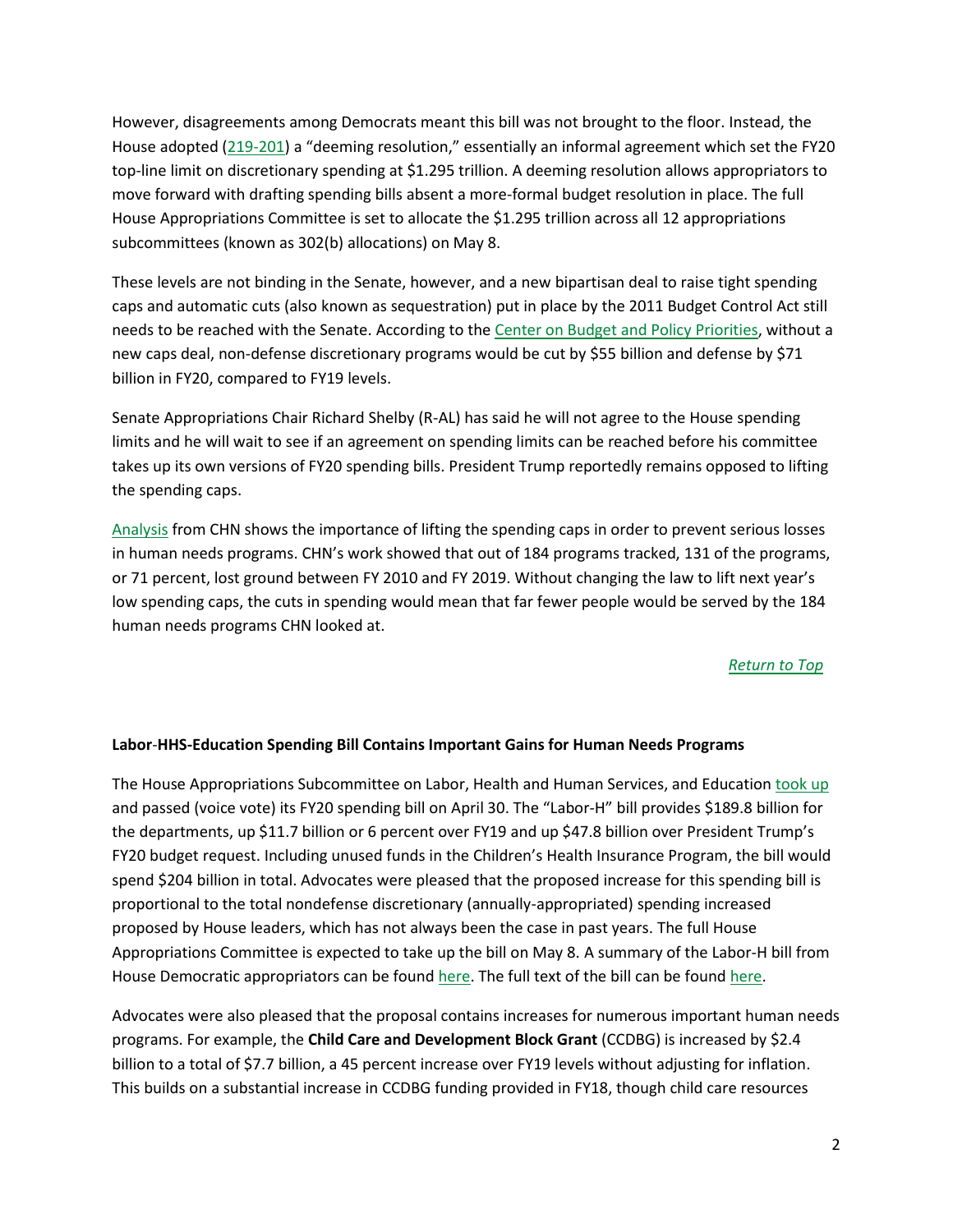However, disagreements among Democrats meant this bill was not brought to the floor. Instead, the House adopted (219-201) a "deeming resolution," essentially an informal agreement which set the FY20 top-line limit on discretionary spending at $1.295 trillion. A deeming resolution allows appropriators to move forward with drafting spending bills absent a more-formal budget resolution in place. The full House Appropriations Committee is set to allocate the $1.295 trillion across all 12 appropriations subcommittees (known as 302(b) allocations) on May 8.

These levels are not binding in the Senate, however, and a new bipartisan deal to raise tight spending caps and automatic cuts (also known as sequestration) put in place by the 2011 Budget Control Act still needs to be reached with the Senate. According to the Center on Budget and Policy Priorities, without a new caps deal, non-defense discretionary programs would be cut by $55 billion and defense by $71 billion in FY20, compared to FY19 levels.

Senate Appropriations Chair Richard Shelby (R-AL) has said he will not agree to the House spending limits and he will wait to see if an agreement on spending limits can be reached before his committee takes up its own versions of FY20 spending bills. President Trump reportedly remains opposed to lifting the spending caps.

Analysis from CHN shows the importance of lifting the spending caps in order to prevent serious losses in human needs programs. CHN's work showed that out of 184 programs tracked, 131 of the programs, or 71 percent, lost ground between FY 2010 and FY 2019. Without changing the law to lift next year's low spending caps, the cuts in spending would mean that far fewer people would be served by the 184 human needs programs CHN looked at.

*Return to Top*

**Labor-HHS-Education Spending Bill Contains Important Gains for Human Needs Programs**

The House Appropriations Subcommittee on Labor, Health and Human Services, and Education took up and passed (voice vote) its FY20 spending bill on April 30. The "Labor-H" bill provides $189.8 billion for the departments, up $11.7 billion or 6 percent over FY19 and up $47.8 billion over President Trump's FY20 budget request. Including unused funds in the Children's Health Insurance Program, the bill would spend $204 billion in total. Advocates were pleased that the proposed increase for this spending bill is proportional to the total nondefense discretionary (annually-appropriated) spending increased proposed by House leaders, which has not always been the case in past years. The full House Appropriations Committee is expected to take up the bill on May 8. A summary of the Labor-H bill from House Democratic appropriators can be found here. The full text of the bill can be found here.

Advocates were also pleased that the proposal contains increases for numerous important human needs programs. For example, the **Child Care and Development Block Grant** (CCDBG) is increased by $2.4 billion to a total of $7.7 billion, a 45 percent increase over FY19 levels without adjusting for inflation. This builds on a substantial increase in CCDBG funding provided in FY18, though child care resources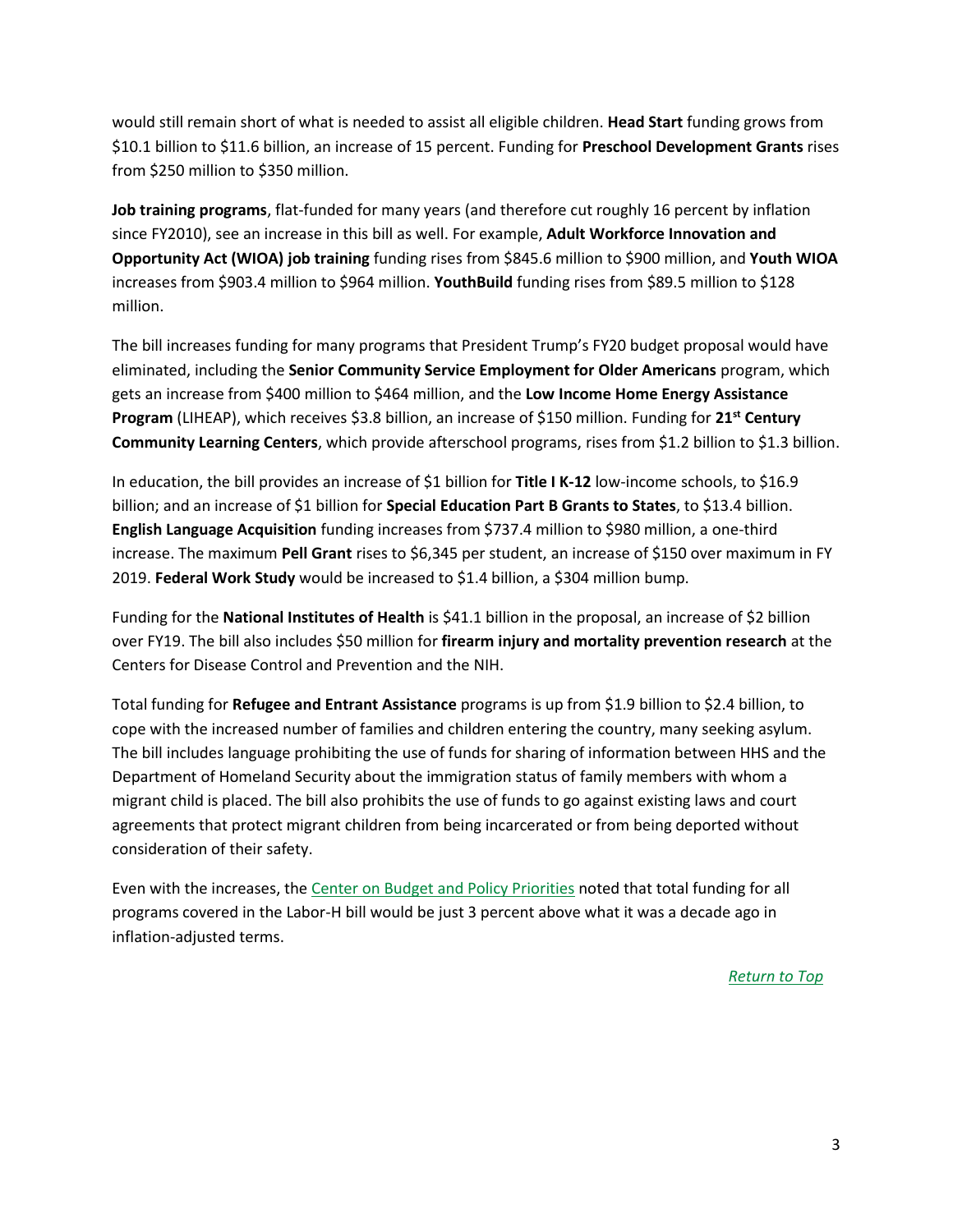would still remain short of what is needed to assist all eligible children. **Head Start** funding grows from $10.1 billion to $11.6 billion, an increase of 15 percent. Funding for **Preschool Development Grants** rises from $250 million to $350 million.

**Job training programs**, flat-funded for many years (and therefore cut roughly 16 percent by inflation since FY2010), see an increase in this bill as well. For example, **Adult Workforce Innovation and Opportunity Act (WIOA) job training** funding rises from $845.6 million to $900 million, and **Youth WIOA** increases from $903.4 million to $964 million. **YouthBuild** funding rises from $89.5 million to $128 million.

The bill increases funding for many programs that President Trump's FY20 budget proposal would have eliminated, including the **Senior Community Service Employment for Older Americans** program, which gets an increase from $400 million to $464 million, and the **Low Income Home Energy Assistance Program** (LIHEAP), which receives $3.8 billion, an increase of $150 million. Funding for **21st Century Community Learning Centers**, which provide afterschool programs, rises from $1.2 billion to $1.3 billion.

In education, the bill provides an increase of $1 billion for **Title I K-12** low-income schools, to $16.9 billion; and an increase of $1 billion for **Special Education Part B Grants to States**, to $13.4 billion. **English Language Acquisition** funding increases from $737.4 million to $980 million, a one-third increase. The maximum **Pell Grant** rises to $6,345 per student, an increase of $150 over maximum in FY 2019. **Federal Work Study** would be increased to $1.4 billion, a $304 million bump.

Funding for the **National Institutes of Health** is $41.1 billion in the proposal, an increase of $2 billion over FY19. The bill also includes $50 million for **firearm injury and mortality prevention research** at the Centers for Disease Control and Prevention and the NIH.

Total funding for **Refugee and Entrant Assistance** programs is up from $1.9 billion to $2.4 billion, to cope with the increased number of families and children entering the country, many seeking asylum. The bill includes language prohibiting the use of funds for sharing of information between HHS and the Department of Homeland Security about the immigration status of family members with whom a migrant child is placed. The bill also prohibits the use of funds to go against existing laws and court agreements that protect migrant children from being incarcerated or from being deported without consideration of their safety.

Even with the increases, the Center on Budget and Policy Priorities noted that total funding for all programs covered in the Labor-H bill would be just 3 percent above what it was a decade ago in inflation-adjusted terms.

*Return to Top*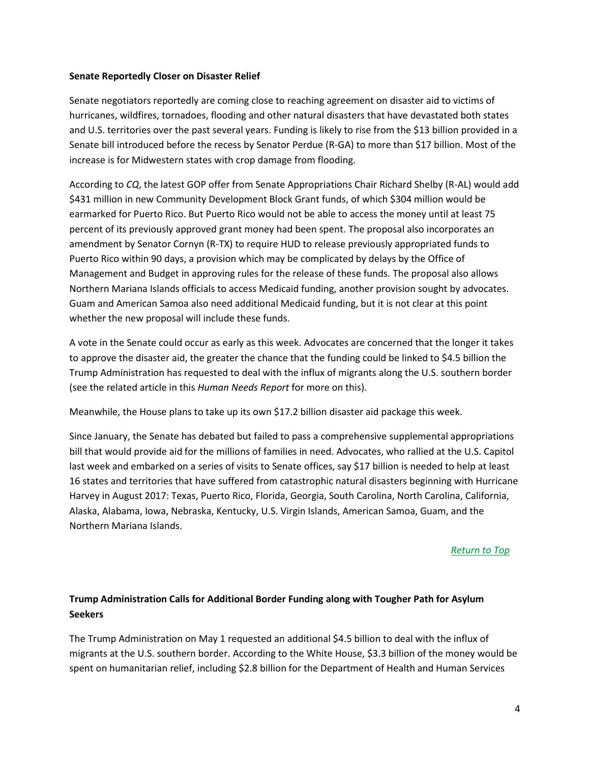**Senate Reportedly Closer on Disaster Relief**

Senate negotiators reportedly are coming close to reaching agreement on disaster aid to victims of hurricanes, wildfires, tornadoes, flooding and other natural disasters that have devastated both states and U.S. territories over the past several years. Funding is likely to rise from the $13 billion provided in a Senate bill introduced before the recess by Senator Perdue (R-GA) to more than $17 billion. Most of the increase is for Midwestern states with crop damage from flooding.

According to *CQ*, the latest GOP offer from Senate Appropriations Chair Richard Shelby (R-AL) would add $431 million in new Community Development Block Grant funds, of which $304 million would be earmarked for Puerto Rico. But Puerto Rico would not be able to access the money until at least 75 percent of its previously approved grant money had been spent. The proposal also incorporates an amendment by Senator Cornyn (R-TX) to require HUD to release previously appropriated funds to Puerto Rico within 90 days, a provision which may be complicated by delays by the Office of Management and Budget in approving rules for the release of these funds. The proposal also allows Northern Mariana Islands officials to access Medicaid funding, another provision sought by advocates. Guam and American Samoa also need additional Medicaid funding, but it is not clear at this point whether the new proposal will include these funds.

A vote in the Senate could occur as early as this week. Advocates are concerned that the longer it takes to approve the disaster aid, the greater the chance that the funding could be linked to $4.5 billion the Trump Administration has requested to deal with the influx of migrants along the U.S. southern border (see the related article in this *Human Needs Report* for more on this).

Meanwhile, the House plans to take up its own $17.2 billion disaster aid package this week.

Since January, the Senate has debated but failed to pass a comprehensive supplemental appropriations bill that would provide aid for the millions of families in need. Advocates, who rallied at the U.S. Capitol last week and embarked on a series of visits to Senate offices, say $17 billion is needed to help at least 16 states and territories that have suffered from catastrophic natural disasters beginning with Hurricane Harvey in August 2017: Texas, Puerto Rico, Florida, Georgia, South Carolina, North Carolina, California, Alaska, Alabama, Iowa, Nebraska, Kentucky, U.S. Virgin Islands, American Samoa, Guam, and the Northern Mariana Islands.

*Return to Top*

**Trump Administration Calls for Additional Border Funding along with Tougher Path for Asylum Seekers**

The Trump Administration on May 1 requested an additional $4.5 billion to deal with the influx of migrants at the U.S. southern border. According to the White House, $3.3 billion of the money would be spent on humanitarian relief, including $2.8 billion for the Department of Health and Human Services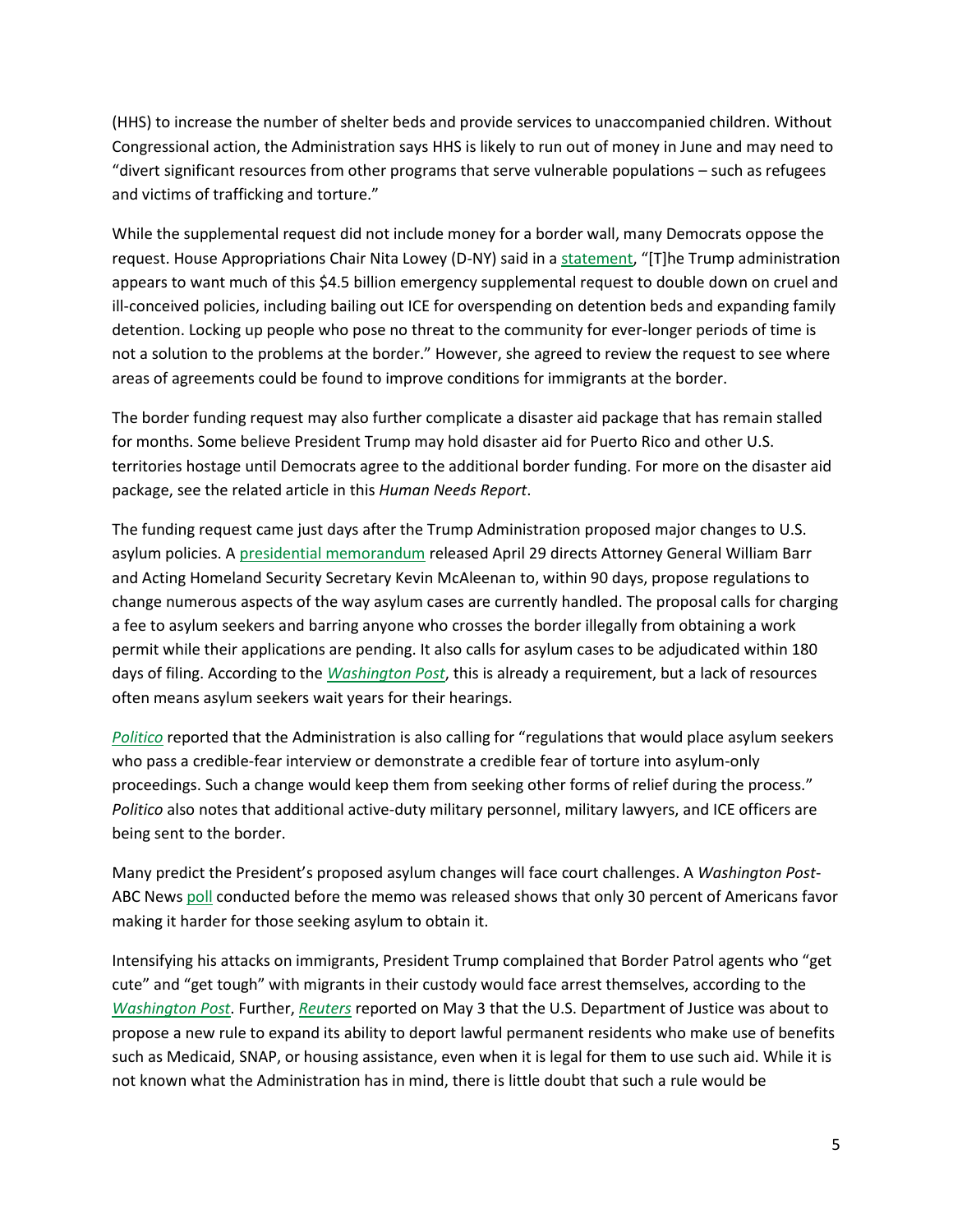(HHS) to increase the number of shelter beds and provide services to unaccompanied children. Without Congressional action, the Administration says HHS is likely to run out of money in June and may need to "divert significant resources from other programs that serve vulnerable populations – such as refugees and victims of trafficking and torture."

While the supplemental request did not include money for a border wall, many Democrats oppose the request. House Appropriations Chair Nita Lowey (D-NY) said in a statement, "[T]he Trump administration appears to want much of this $4.5 billion emergency supplemental request to double down on cruel and ill-conceived policies, including bailing out ICE for overspending on detention beds and expanding family detention. Locking up people who pose no threat to the community for ever-longer periods of time is not a solution to the problems at the border." However, she agreed to review the request to see where areas of agreements could be found to improve conditions for immigrants at the border.

The border funding request may also further complicate a disaster aid package that has remain stalled for months. Some believe President Trump may hold disaster aid for Puerto Rico and other U.S. territories hostage until Democrats agree to the additional border funding. For more on the disaster aid package, see the related article in this *Human Needs Report*.

The funding request came just days after the Trump Administration proposed major changes to U.S. asylum policies. A presidential memorandum released April 29 directs Attorney General William Barr and Acting Homeland Security Secretary Kevin McAleenan to, within 90 days, propose regulations to change numerous aspects of the way asylum cases are currently handled. The proposal calls for charging a fee to asylum seekers and barring anyone who crosses the border illegally from obtaining a work permit while their applications are pending. It also calls for asylum cases to be adjudicated within 180 days of filing. According to the *Washington Post*, this is already a requirement, but a lack of resources often means asylum seekers wait years for their hearings.

*Politico* reported that the Administration is also calling for "regulations that would place asylum seekers who pass a credible-fear interview or demonstrate a credible fear of torture into asylum-only proceedings. Such a change would keep them from seeking other forms of relief during the process." *Politico* also notes that additional active-duty military personnel, military lawyers, and ICE officers are being sent to the border.

Many predict the President's proposed asylum changes will face court challenges. A *Washington Post*-ABC News poll conducted before the memo was released shows that only 30 percent of Americans favor making it harder for those seeking asylum to obtain it.

Intensifying his attacks on immigrants, President Trump complained that Border Patrol agents who "get cute" and "get tough" with migrants in their custody would face arrest themselves, according to the *Washington Post*. Further, *Reuters* reported on May 3 that the U.S. Department of Justice was about to propose a new rule to expand its ability to deport lawful permanent residents who make use of benefits such as Medicaid, SNAP, or housing assistance, even when it is legal for them to use such aid. While it is not known what the Administration has in mind, there is little doubt that such a rule would be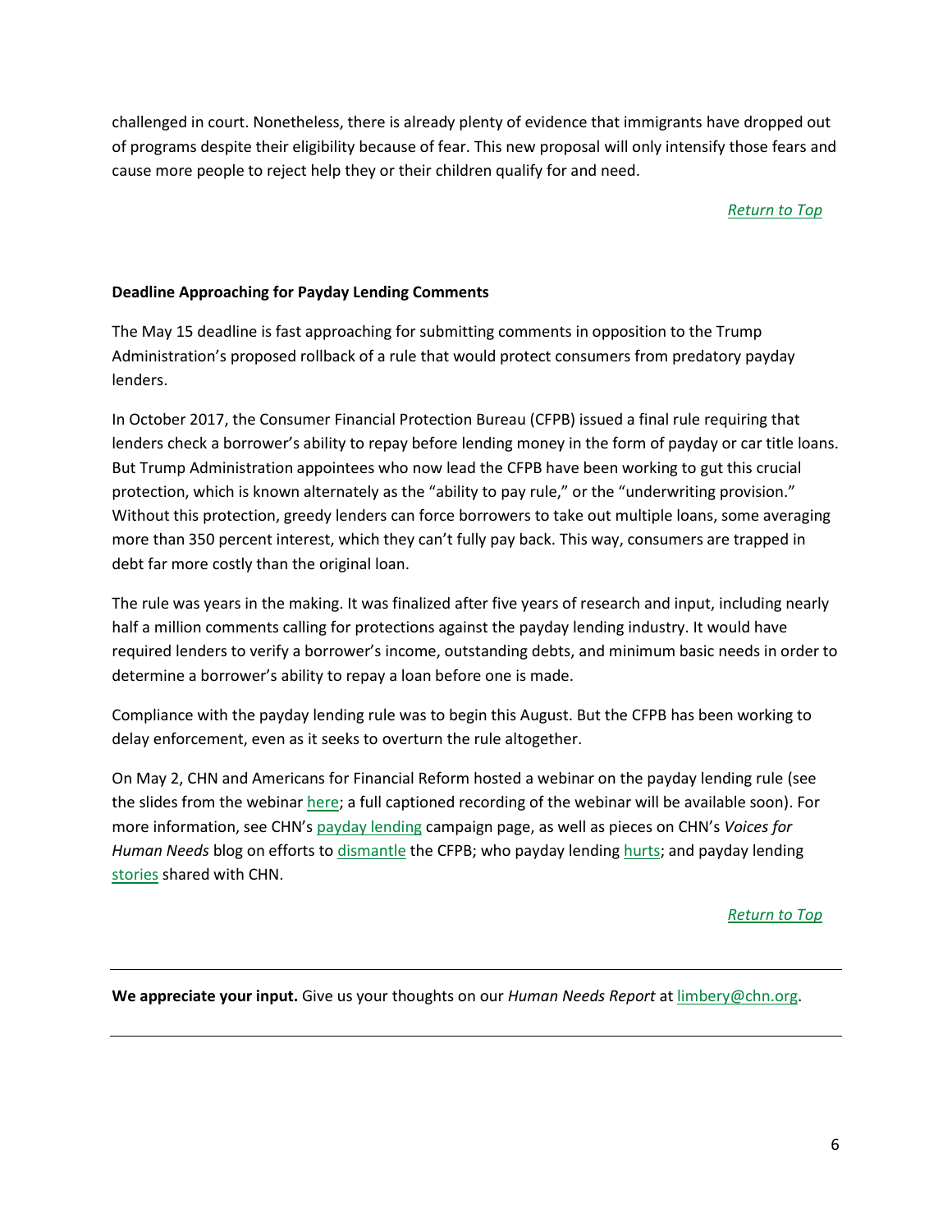challenged in court. Nonetheless, there is already plenty of evidence that immigrants have dropped out of programs despite their eligibility because of fear. This new proposal will only intensify those fears and cause more people to reject help they or their children qualify for and need.

*Return to Top*

**Deadline Approaching for Payday Lending Comments**

The May 15 deadline is fast approaching for submitting comments in opposition to the Trump Administration's proposed rollback of a rule that would protect consumers from predatory payday lenders.

In October 2017, the Consumer Financial Protection Bureau (CFPB) issued a final rule requiring that lenders check a borrower's ability to repay before lending money in the form of payday or car title loans. But Trump Administration appointees who now lead the CFPB have been working to gut this crucial protection, which is known alternately as the "ability to pay rule," or the "underwriting provision." Without this protection, greedy lenders can force borrowers to take out multiple loans, some averaging more than 350 percent interest, which they can't fully pay back. This way, consumers are trapped in debt far more costly than the original loan.

The rule was years in the making. It was finalized after five years of research and input, including nearly half a million comments calling for protections against the payday lending industry. It would have required lenders to verify a borrower's income, outstanding debts, and minimum basic needs in order to determine a borrower's ability to repay a loan before one is made.

Compliance with the payday lending rule was to begin this August. But the CFPB has been working to delay enforcement, even as it seeks to overturn the rule altogether.

On May 2, CHN and Americans for Financial Reform hosted a webinar on the payday lending rule (see the slides from the webinar here; a full captioned recording of the webinar will be available soon). For more information, see CHN's payday lending campaign page, as well as pieces on CHN's *Voices for Human Needs* blog on efforts to dismantle the CFPB; who payday lending hurts; and payday lending stories shared with CHN.

*Return to Top*

---

**We appreciate your input.** Give us your thoughts on our *Human Needs Report* at limbery@chn.org.

---